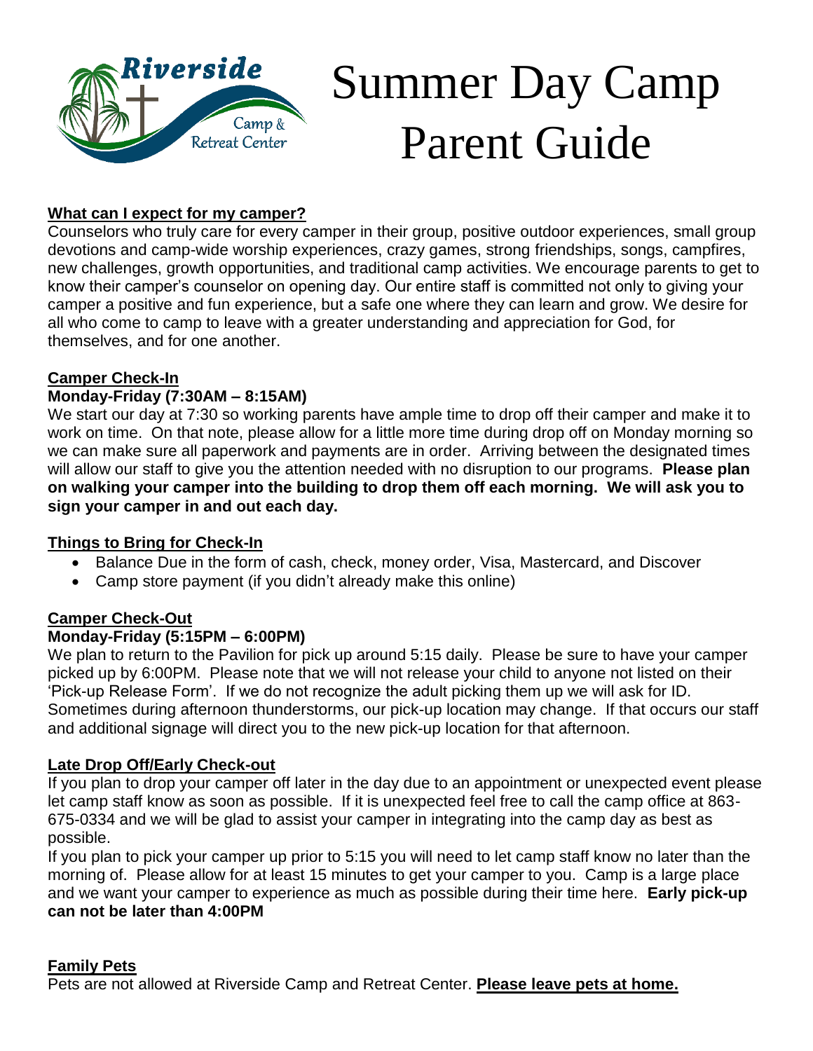Riverside Camp & Retreat Center

# Summer Day Camp Parent Guide

## What can I expect for my camper?

Counselors who truly care for every camper in their group, positive outdoor experiences, small group devotions and camp-wide worship experiences, crazy games, strong friendships, songs, campfires, new challenges, growth opportunities, and traditional camp activities. We encourage parents to get to know their camper's counselor on opening day. Our entire staff is committed not only to giving your camper a positive and fun experience, but a safe one where they can learn and grow. We desire for all who come to camp to leave with a greater understanding and appreciation for God, for themselves, and for one another.

## Camper Check-In

**Monday-Friday (7:30AM – 8:15AM)**

We start our day at 7:30 so working parents have ample time to drop off their camper and make it to work on time. On that note, please allow for a little more time during drop off on Monday morning so we can make sure all paperwork and payments are in order. Arriving between the designated times will allow our staff to give you the attention needed with no disruption to our programs. **Please plan on walking your camper into the building to drop them off each morning. We will ask you to sign your camper in and out each day.**

## Things to Bring for Check-In

- Balance Due in the form of cash, check, money order, Visa, Mastercard, and Discover
- Camp store payment (if you didn't already make this online)

## Camper Check-Out

**Monday-Friday (5:15PM – 6:00PM)**

We plan to return to the Pavilion for pick up around 5:15 daily. Please be sure to have your camper picked up by 6:00PM. Please note that we will not release your child to anyone not listed on their 'Pick-up Release Form'. If we do not recognize the adult picking them up we will ask for ID. Sometimes during afternoon thunderstorms, our pick-up location may change. If that occurs our staff and additional signage will direct you to the new pick-up location for that afternoon.

## Late Drop Off/Early Check-out

If you plan to drop your camper off later in the day due to an appointment or unexpected event please let camp staff know as soon as possible. If it is unexpected feel free to call the camp office at 863-675-0334 and we will be glad to assist your camper in integrating into the camp day as best as possible.

If you plan to pick your camper up prior to 5:15 you will need to let camp staff know no later than the morning of. Please allow for at least 15 minutes to get your camper to you. Camp is a large place and we want your camper to experience as much as possible during their time here. **Early pick-up can not be later than 4:00PM**

## Family Pets

Pets are not allowed at Riverside Camp and Retreat Center. **Please leave pets at home.**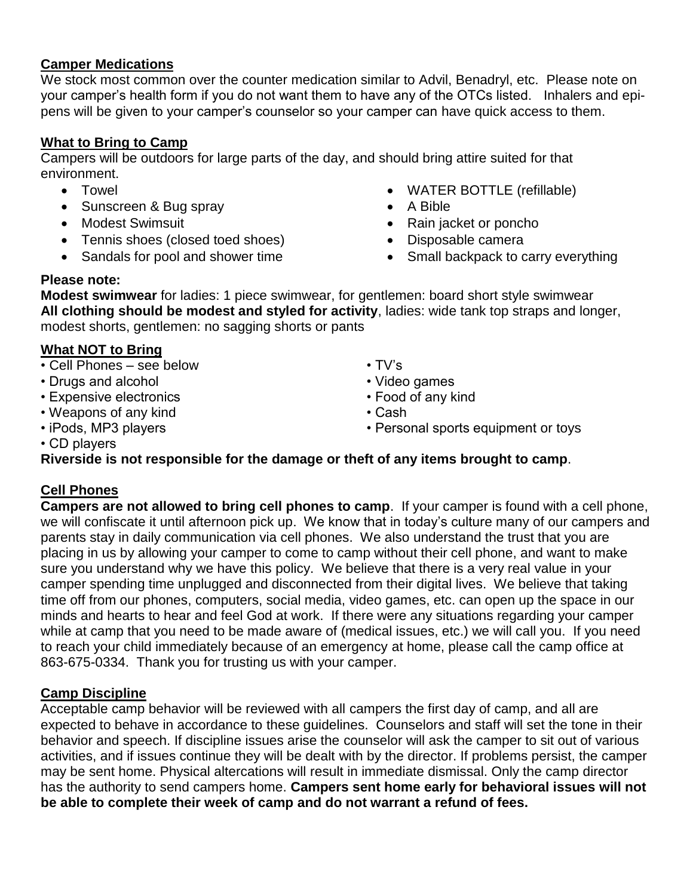**Camper Medications**

We stock most common over the counter medication similar to Advil, Benadryl, etc. Please note on your camper's health form if you do not want them to have any of the OTCs listed. Inhalers and epi-pens will be given to your camper's counselor so your camper can have quick access to them.

**What to Bring to Camp**

Campers will be outdoors for large parts of the day, and should bring attire suited for that environment.

- Towel
- Sunscreen & Bug spray
- Modest Swimsuit
- Tennis shoes (closed toed shoes)
- Sandals for pool and shower time
- WATER BOTTLE (refillable)
- A Bible
- Rain jacket or poncho
- Disposable camera
- Small backpack to carry everything

**Please note:**

**Modest swimwear** for ladies: 1 piece swimwear, for gentlemen: board short style swimwear
**All clothing should be modest and styled for activity**, ladies: wide tank top straps and longer, modest shorts, gentlemen: no sagging shorts or pants

**What NOT to Bring**

- Cell Phones – see below
- Drugs and alcohol
- Expensive electronics
- Weapons of any kind
- iPods, MP3 players
- CD players
- TV's
- Video games
- Food of any kind
- Cash
- Personal sports equipment or toys

**Riverside is not responsible for the damage or theft of any items brought to camp**.

**Cell Phones**

**Campers are not allowed to bring cell phones to camp**. If your camper is found with a cell phone, we will confiscate it until afternoon pick up. We know that in today's culture many of our campers and parents stay in daily communication via cell phones. We also understand the trust that you are placing in us by allowing your camper to come to camp without their cell phone, and want to make sure you understand why we have this policy. We believe that there is a very real value in your camper spending time unplugged and disconnected from their digital lives. We believe that taking time off from our phones, computers, social media, video games, etc. can open up the space in our minds and hearts to hear and feel God at work. If there were any situations regarding your camper while at camp that you need to be made aware of (medical issues, etc.) we will call you. If you need to reach your child immediately because of an emergency at home, please call the camp office at 863-675-0334. Thank you for trusting us with your camper.

**Camp Discipline**

Acceptable camp behavior will be reviewed with all campers the first day of camp, and all are expected to behave in accordance to these guidelines. Counselors and staff will set the tone in their behavior and speech. If discipline issues arise the counselor will ask the camper to sit out of various activities, and if issues continue they will be dealt with by the director. If problems persist, the camper may be sent home. Physical altercations will result in immediate dismissal. Only the camp director has the authority to send campers home. **Campers sent home early for behavioral issues will not be able to complete their week of camp and do not warrant a refund of fees.**